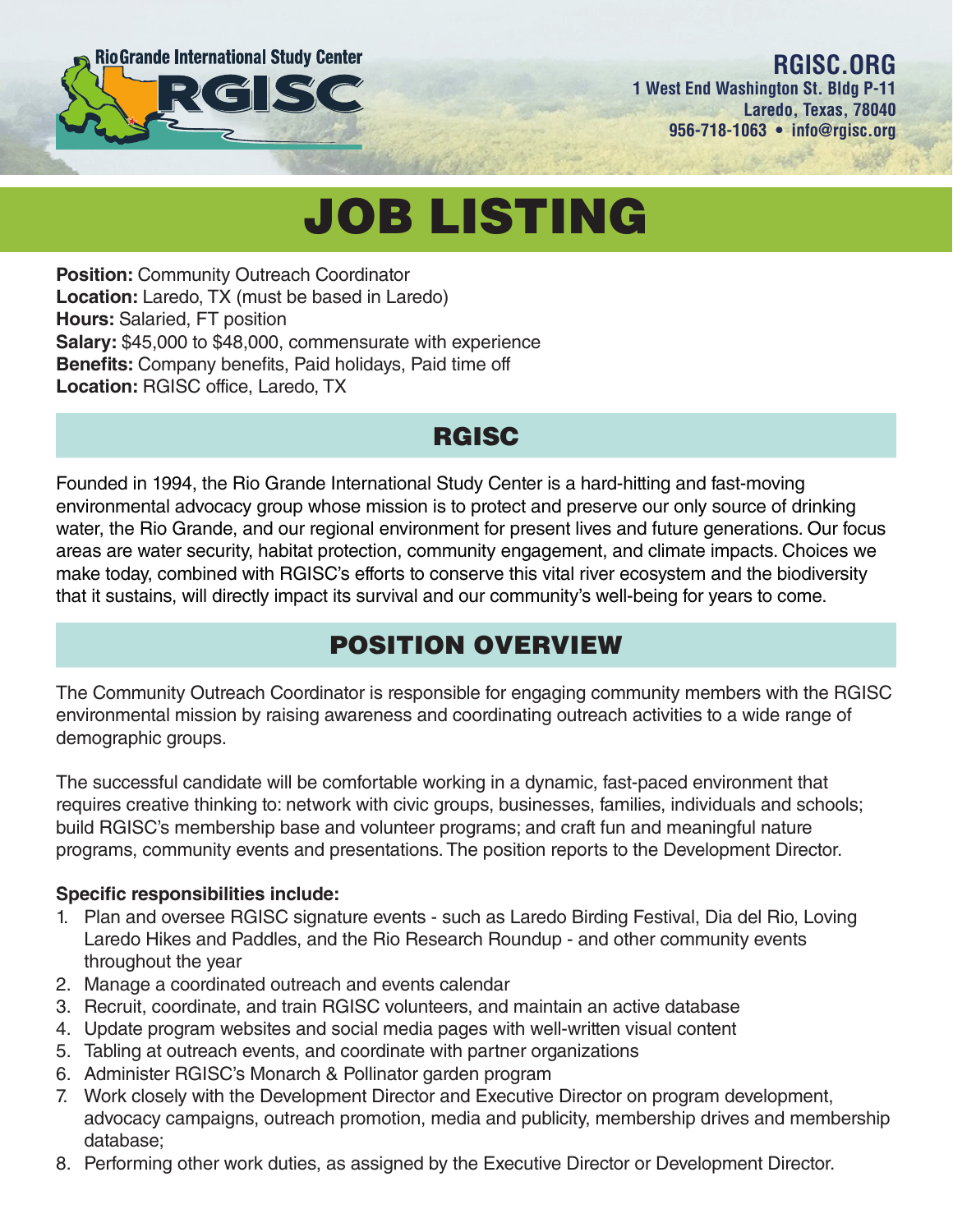Rio Grande International Study Center

RGISC

**RGISC.ORG**
**1 West End Washington St. Bldg P-11**
**Laredo, Texas, 78040**
**956-718-1063 • info@rgisc.org**

# JOB LISTING

**Position:** Community Outreach Coordinator
**Location:** Laredo, TX (must be based in Laredo)
**Hours:** Salaried, FT position
**Salary:** $45,000 to $48,000, commensurate with experience
**Benefits:** Company benefits, Paid holidays, Paid time off
**Location:** RGISC office, Laredo, TX

## RGISC

Founded in 1994, the Rio Grande International Study Center is a hard-hitting and fast-moving environmental advocacy group whose mission is to protect and preserve our only source of drinking water, the Rio Grande, and our regional environment for present lives and future generations. Our focus areas are water security, habitat protection, community engagement, and climate impacts. Choices we make today, combined with RGISC's efforts to conserve this vital river ecosystem and the biodiversity that it sustains, will directly impact its survival and our community's well-being for years to come.

## POSITION OVERVIEW

The Community Outreach Coordinator is responsible for engaging community members with the RGISC environmental mission by raising awareness and coordinating outreach activities to a wide range of demographic groups.

The successful candidate will be comfortable working in a dynamic, fast-paced environment that requires creative thinking to: network with civic groups, businesses, families, individuals and schools; build RGISC's membership base and volunteer programs; and craft fun and meaningful nature programs, community events and presentations. The position reports to the Development Director.

**Specific responsibilities include:**

1. Plan and oversee RGISC signature events - such as Laredo Birding Festival, Dia del Rio, Loving Laredo Hikes and Paddles, and the Rio Research Roundup - and other community events throughout the year
2. Manage a coordinated outreach and events calendar
3. Recruit, coordinate, and train RGISC volunteers, and maintain an active database
4. Update program websites and social media pages with well-written visual content
5. Tabling at outreach events, and coordinate with partner organizations
6. Administer RGISC's Monarch & Pollinator garden program
7. Work closely with the Development Director and Executive Director on program development, advocacy campaigns, outreach promotion, media and publicity, membership drives and membership database;
8. Performing other work duties, as assigned by the Executive Director or Development Director.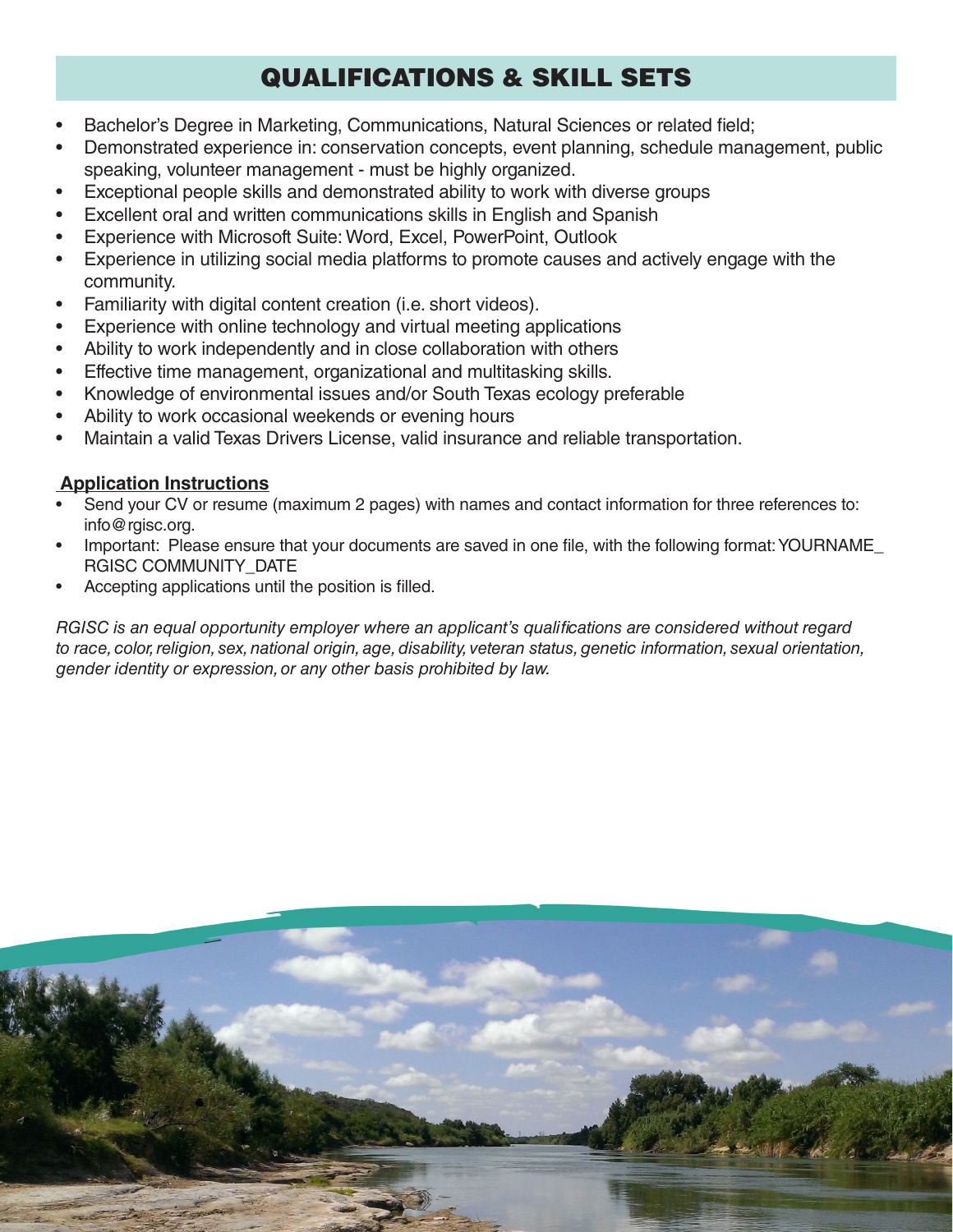## QUALIFICATIONS & SKILL SETS

- Bachelor's Degree in Marketing, Communications, Natural Sciences or related field;
- Demonstrated experience in: conservation concepts, event planning, schedule management, public speaking, volunteer management - must be highly organized.
- Exceptional people skills and demonstrated ability to work with diverse groups
- Excellent oral and written communications skills in English and Spanish
- Experience with Microsoft Suite: Word, Excel, PowerPoint, Outlook
- Experience in utilizing social media platforms to promote causes and actively engage with the community.
- Familiarity with digital content creation (i.e. short videos).
- Experience with online technology and virtual meeting applications
- Ability to work independently and in close collaboration with others
- Effective time management, organizational and multitasking skills.
- Knowledge of environmental issues and/or South Texas ecology preferable
- Ability to work occasional weekends or evening hours
- Maintain a valid Texas Drivers License, valid insurance and reliable transportation.

**Application Instructions**

- Send your CV or resume (maximum 2 pages) with names and contact information for three references to: info@rgisc.org.
- Important: Please ensure that your documents are saved in one file, with the following format: YOURNAME_ RGISC COMMUNITY_DATE
- Accepting applications until the position is filled.

*RGISC is an equal opportunity employer where an applicant's qualifications are considered without regard to race, color, religion, sex, national origin, age, disability, veteran status, genetic information, sexual orientation, gender identity or expression, or any other basis prohibited by law.*